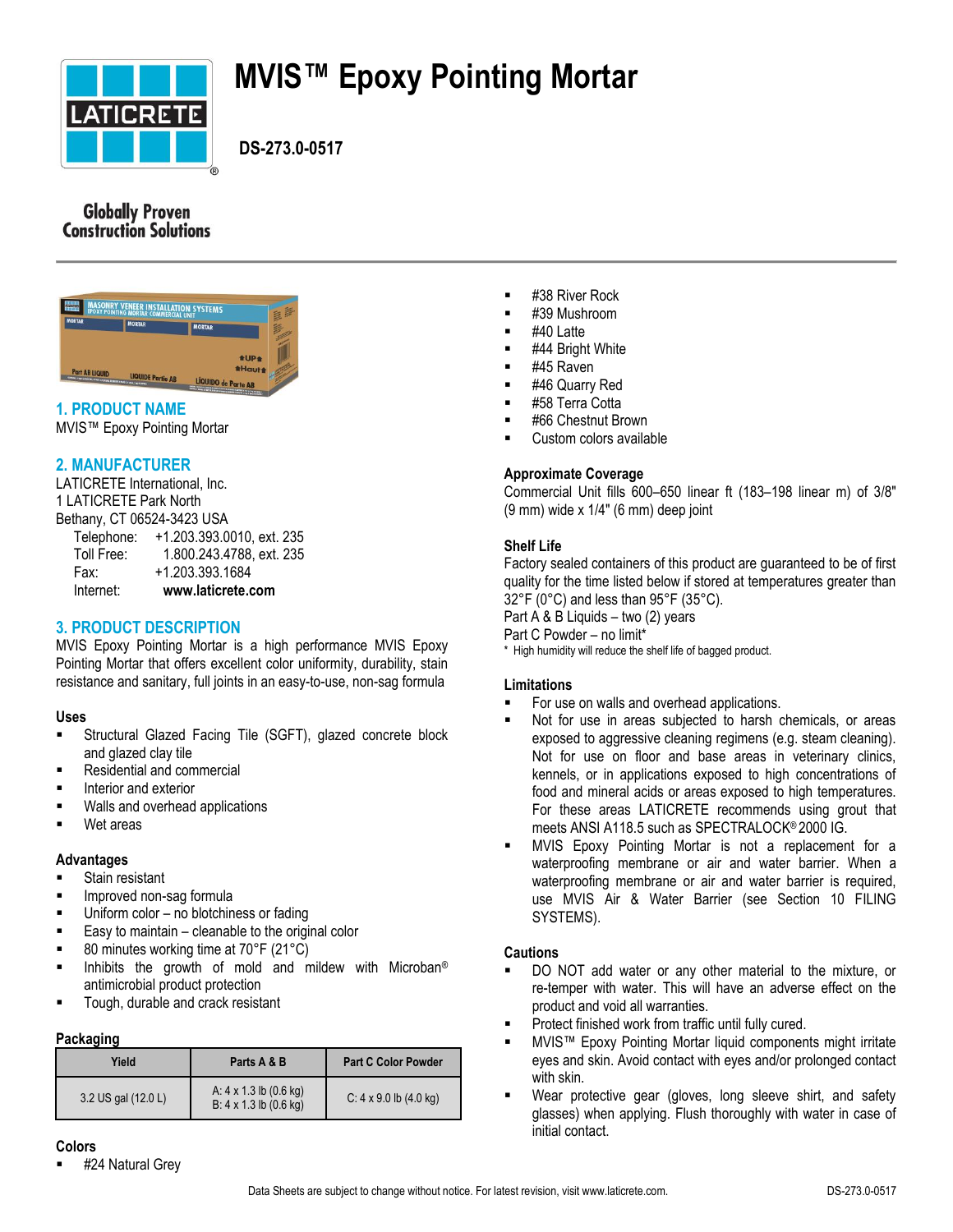# MVIS™ Epoxy Pointing Mortar

**DS-273.0-0517**

Globally Proven Construction Solutions

## 1. PRODUCT NAME

MVIS™ Epoxy Pointing Mortar

## 2. MANUFACTURER

LATICRETE International, Inc.
1 LATICRETE Park North
Bethany, CT 06524-3423 USA

| | |
|---|---|
| Telephone: | +1.203.393.0010, ext. 235 |
| Toll Free: | 1.800.243.4788, ext. 235 |
| Fax: | +1.203.393.1684 |
| Internet: | **www.laticrete.com** |

## 3. PRODUCT DESCRIPTION

MVIS Epoxy Pointing Mortar is a high performance MVIS Epoxy Pointing Mortar that offers excellent color uniformity, durability, stain resistance and sanitary, full joints in an easy-to-use, non-sag formula

### Uses

- Structural Glazed Facing Tile (SGFT), glazed concrete block and glazed clay tile
- Residential and commercial
- Interior and exterior
- Walls and overhead applications
- Wet areas

### Advantages

- Stain resistant
- Improved non-sag formula
- Uniform color – no blotchiness or fading
- Easy to maintain – cleanable to the original color
- 80 minutes working time at 70°F (21°C)
- Inhibits the growth of mold and mildew with Microban® antimicrobial product protection
- Tough, durable and crack resistant

### Packaging

| Yield | Parts A & B | Part C Color Powder |
|---|---|---|
| 3.2 US gal (12.0 L) | A: 4 x 1.3 lb (0.6 kg)<br>B: 4 x 1.3 lb (0.6 kg) | C: 4 x 9.0 lb (4.0 kg) |

### Colors

- #24 Natural Grey
- #38 River Rock
- #39 Mushroom
- #40 Latte
- #44 Bright White
- #45 Raven
- #46 Quarry Red
- #58 Terra Cotta
- #66 Chestnut Brown
- Custom colors available

### Approximate Coverage

Commercial Unit fills 600–650 linear ft (183–198 linear m) of 3/8" (9 mm) wide x 1/4" (6 mm) deep joint

### Shelf Life

Factory sealed containers of this product are guaranteed to be of first quality for the time listed below if stored at temperatures greater than 32°F (0°C) and less than 95°F (35°C).

Part A & B Liquids – two (2) years

Part C Powder – no limit*

\* High humidity will reduce the shelf life of bagged product.

### Limitations

- For use on walls and overhead applications.
- Not for use in areas subjected to harsh chemicals, or areas exposed to aggressive cleaning regimens (e.g. steam cleaning). Not for use on floor and base areas in veterinary clinics, kennels, or in applications exposed to high concentrations of food and mineral acids or areas exposed to high temperatures. For these areas LATICRETE recommends using grout that meets ANSI A118.5 such as SPECTRALOCK® 2000 IG.
- MVIS Epoxy Pointing Mortar is not a replacement for a waterproofing membrane or air and water barrier. When a waterproofing membrane or air and water barrier is required, use MVIS Air & Water Barrier (see Section 10 FILING SYSTEMS).

### Cautions

- DO NOT add water or any other material to the mixture, or re-temper with water. This will have an adverse effect on the product and void all warranties.
- Protect finished work from traffic until fully cured.
- MVIS™ Epoxy Pointing Mortar liquid components might irritate eyes and skin. Avoid contact with eyes and/or prolonged contact with skin.
- Wear protective gear (gloves, long sleeve shirt, and safety glasses) when applying. Flush thoroughly with water in case of initial contact.

Data Sheets are subject to change without notice. For latest revision, visit www.laticrete.com.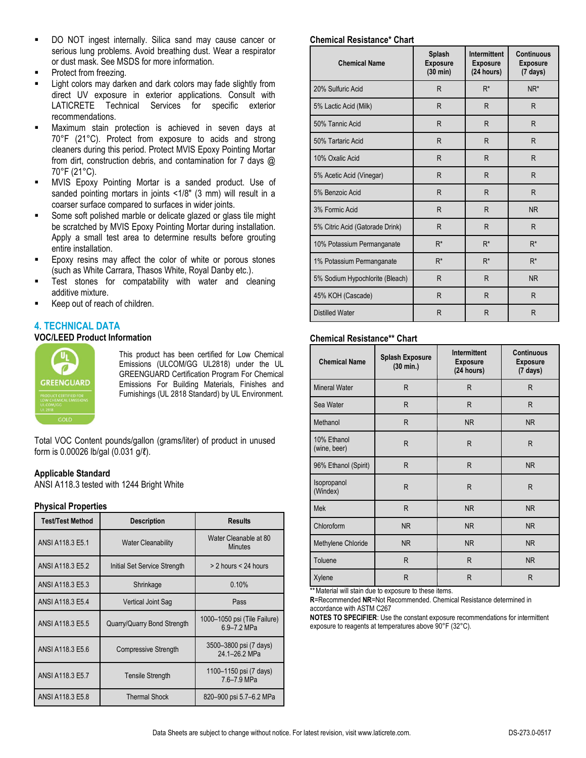- DO NOT ingest internally. Silica sand may cause cancer or serious lung problems. Avoid breathing dust. Wear a respirator or dust mask. See MSDS for more information.
- Protect from freezing.
- Light colors may darken and dark colors may fade slightly from direct UV exposure in exterior applications. Consult with LATICRETE Technical Services for specific exterior recommendations.
- Maximum stain protection is achieved in seven days at 70°F (21°C). Protect from exposure to acids and strong cleaners during this period. Protect MVIS Epoxy Pointing Mortar from dirt, construction debris, and contamination for 7 days @ 70°F (21°C).
- MVIS Epoxy Pointing Mortar is a sanded product. Use of sanded pointing mortars in joints <1/8" (3 mm) will result in a coarser surface compared to surfaces in wider joints.
- Some soft polished marble or delicate glazed or glass tile might be scratched by MVIS Epoxy Pointing Mortar during installation. Apply a small test area to determine results before grouting entire installation.
- Epoxy resins may affect the color of white or porous stones (such as White Carrara, Thasos White, Royal Danby etc.).
- Test stones for compatability with water and cleaning additive mixture.
- Keep out of reach of children.

## 4. TECHNICAL DATA

### VOC/LEED Product Information

GREENGUARD PRODUCT CERTIFIED FOR LOW CHEMICAL EMISSIONS UL.COM/GG UL 2818 GOLD

This product has been certified for Low Chemical Emissions (ULCOM/GG UL2818) under the UL GREENGUARD Certification Program For Chemical Emissions For Building Materials, Finishes and Furnishings (UL 2818 Standard) by UL Environment.

Total VOC Content pounds/gallon (grams/liter) of product in unused form is 0.00026 lb/gal (0.031 g/ℓ).

### Applicable Standard

ANSI A118.3 tested with 1244 Bright White

### Physical Properties

| Test/Test Method | Description | Results |
|---|---|---|
| ANSI A118.3 E5.1 | Water Cleanability | Water Cleanable at 80 Minutes |
| ANSI A118.3 E5.2 | Initial Set Service Strength | > 2 hours < 24 hours |
| ANSI A118.3 E5.3 | Shrinkage | 0.10% |
| ANSI A118.3 E5.4 | Vertical Joint Sag | Pass |
| ANSI A118.3 E5.5 | Quarry/Quarry Bond Strength | 1000–1050 psi (Tile Failure) 6.9–7.2 MPa |
| ANSI A118.3 E5.6 | Compressive Strength | 3500–3800 psi (7 days) 24.1–26.2 MPa |
| ANSI A118.3 E5.7 | Tensile Strength | 1100–1150 psi (7 days) 7.6–7.9 MPa |
| ANSI A118.3 E5.8 | Thermal Shock | 820–900 psi 5.7–6.2 MPa |

### Chemical Resistance* Chart

| Chemical Name | Splash Exposure (30 min) | Intermittent Exposure (24 hours) | Continuous Exposure (7 days) |
|---|---|---|---|
| 20% Sulfuric Acid | R | R* | NR* |
| 5% Lactic Acid (Milk) | R | R | R |
| 50% Tannic Acid | R | R | R |
| 50% Tartaric Acid | R | R | R |
| 10% Oxalic Acid | R | R | R |
| 5% Acetic Acid (Vinegar) | R | R | R |
| 5% Benzoic Acid | R | R | R |
| 3% Formic Acid | R | R | NR |
| 5% Citric Acid (Gatorade Drink) | R | R | R |
| 10% Potassium Permanganate | R* | R* | R* |
| 1% Potassium Permanganate | R* | R* | R* |
| 5% Sodium Hypochlorite (Bleach) | R | R | NR |
| 45% KOH (Cascade) | R | R | R |
| Distilled Water | R | R | R |

### Chemical Resistance** Chart

| Chemical Name | Splash Exposure (30 min.) | Intermittent Exposure (24 hours) | Continuous Exposure (7 days) |
|---|---|---|---|
| Mineral Water | R | R | R |
| Sea Water | R | R | R |
| Methanol | R | NR | NR |
| 10% Ethanol (wine, beer) | R | R | R |
| 96% Ethanol (Spirit) | R | R | NR |
| Isopropanol (Windex) | R | R | R |
| Mek | R | NR | NR |
| Chloroform | NR | NR | NR |
| Methylene Chloride | NR | NR | NR |
| Toluene | R | R | NR |
| Xylene | R | R | R |

** Material will stain due to exposure to these items.

**R**=Recommended **NR**=Not Recommended. Chemical Resistance determined in accordance with ASTM C267

**NOTES TO SPECIFIER**: Use the constant exposure recommendations for intermittent exposure to reagents at temperatures above 90°F (32°C).

Data Sheets are subject to change without notice. For latest revision, visit www.laticrete.com.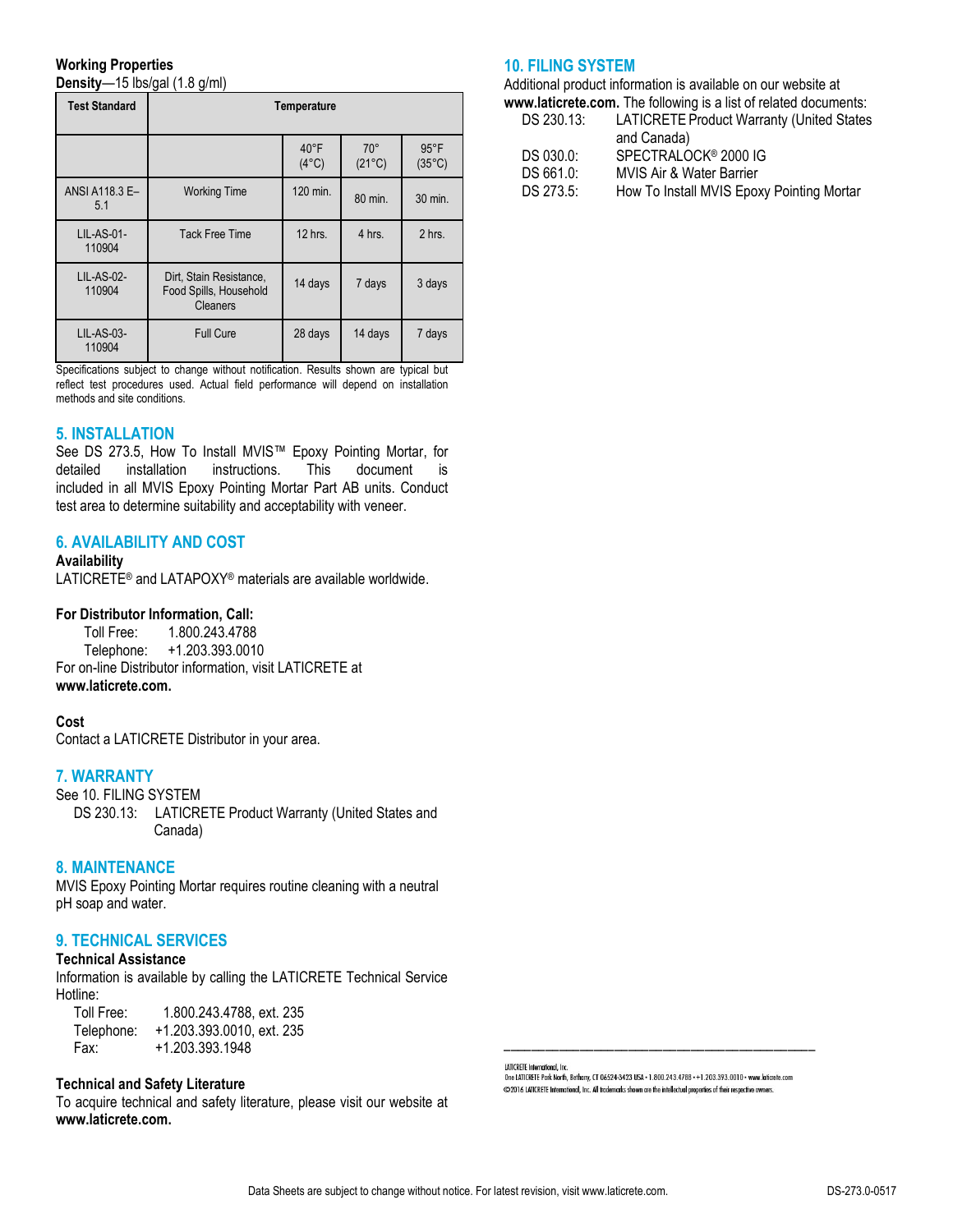**Working Properties**

**Density**—15 lbs/gal (1.8 g/ml)

| Test Standard | Temperature | | | |
|---|---|---|---|---|
| | | 40°F (4°C) | 70° (21°C) | 95°F (35°C) |
| ANSI A118.3 E–5.1 | Working Time | 120 min. | 80 min. | 30 min. |
| LIL-AS-01-110904 | Tack Free Time | 12 hrs. | 4 hrs. | 2 hrs. |
| LIL-AS-02-110904 | Dirt, Stain Resistance, Food Spills, Household Cleaners | 14 days | 7 days | 3 days |
| LIL-AS-03-110904 | Full Cure | 28 days | 14 days | 7 days |

Specifications subject to change without notification. Results shown are typical but reflect test procedures used. Actual field performance will depend on installation methods and site conditions.

## 5. INSTALLATION

See DS 273.5, How To Install MVIS™ Epoxy Pointing Mortar, for detailed installation instructions. This document is included in all MVIS Epoxy Pointing Mortar Part AB units. Conduct test area to determine suitability and acceptability with veneer.

## 6. AVAILABILITY AND COST

**Availability**

LATICRETE® and LATAPOXY® materials are available worldwide.

**For Distributor Information, Call:**

Toll Free: 1.800.243.4788
Telephone: +1.203.393.0010

For on-line Distributor information, visit LATICRETE at **www.laticrete.com.**

**Cost**

Contact a LATICRETE Distributor in your area.

## 7. WARRANTY

See 10. FILING SYSTEM

DS 230.13: LATICRETE Product Warranty (United States and Canada)

## 8. MAINTENANCE

MVIS Epoxy Pointing Mortar requires routine cleaning with a neutral pH soap and water.

## 9. TECHNICAL SERVICES

**Technical Assistance**

Information is available by calling the LATICRETE Technical Service Hotline:

Toll Free: 1.800.243.4788, ext. 235
Telephone: +1.203.393.0010, ext. 235
Fax: +1.203.393.1948

**Technical and Safety Literature**

To acquire technical and safety literature, please visit our website at **www.laticrete.com.**

## 10. FILING SYSTEM

Additional product information is available on our website at **www.laticrete.com.** The following is a list of related documents:

DS 230.13: LATICRETE Product Warranty (United States and Canada)
DS 030.0: SPECTRALOCK® 2000 IG
DS 661.0: MVIS Air & Water Barrier
DS 273.5: How To Install MVIS Epoxy Pointing Mortar

LATICRETE International, Inc.
One LATICRETE Park North, Bethany, CT 06524-3423 USA • 1.800.243.4788 • +1.203.393.0010 • www.laticrete.com
©2016 LATICRETE International, Inc. All trademarks shown are the intellectual properties of their respective owners.

Data Sheets are subject to change without notice. For latest revision, visit www.laticrete.com.

DS-273.0-0517